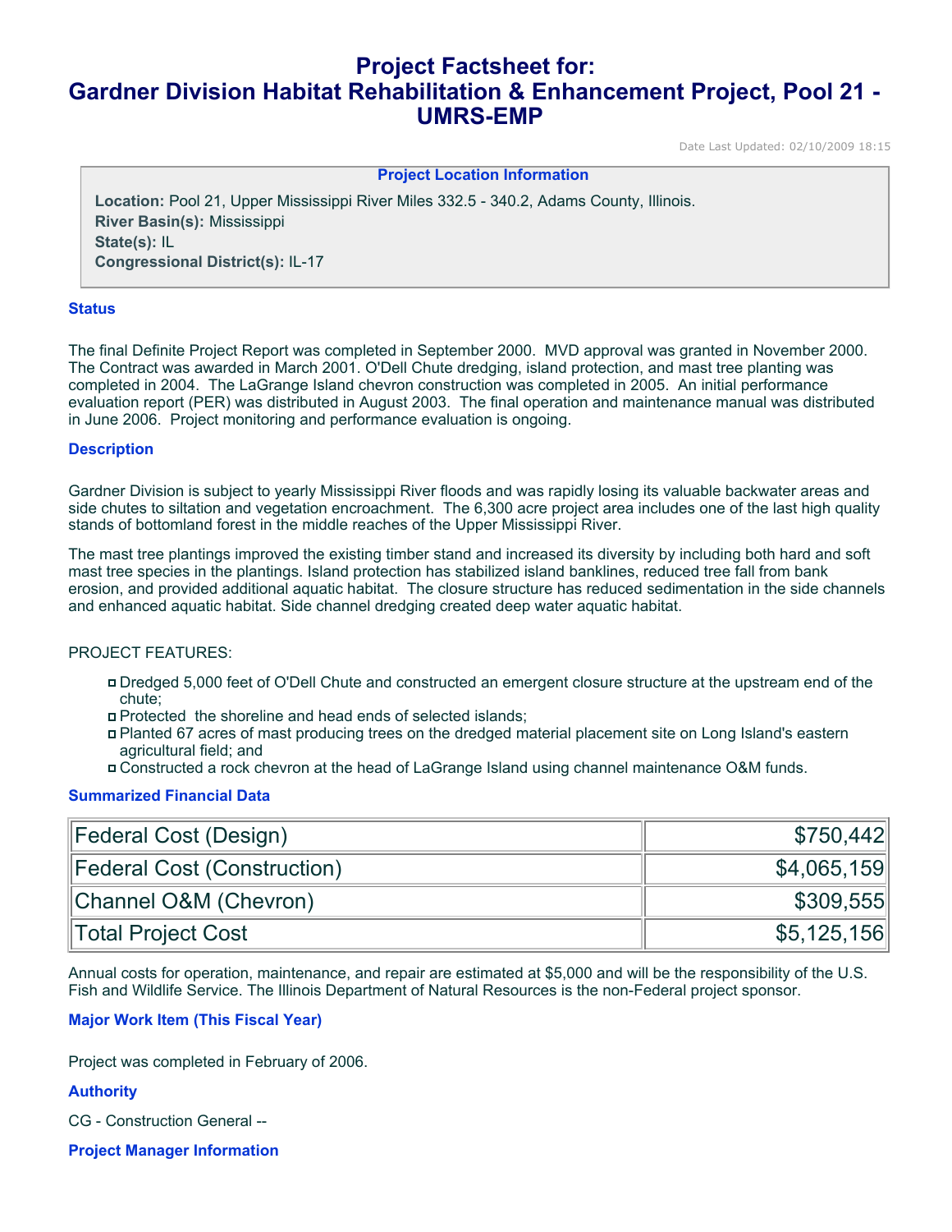# Project Factsheet for: Gardner Division Habitat Rehabilitation & Enhancement Project, Pool 21 - UMRS-EMP

Date Last Updated: 02/10/2009 18:15

### Project Location Information

**Location:** Pool 21, Upper Mississippi River Miles 332.5 - 340.2, Adams County, Illinois.
**River Basin(s):** Mississippi
**State(s):** IL
**Congressional District(s):** IL-17

### Status

The final Definite Project Report was completed in September 2000. MVD approval was granted in November 2000. The Contract was awarded in March 2001. O'Dell Chute dredging, island protection, and mast tree planting was completed in 2004. The LaGrange Island chevron construction was completed in 2005. An initial performance evaluation report (PER) was distributed in August 2003. The final operation and maintenance manual was distributed in June 2006. Project monitoring and performance evaluation is ongoing.

### Description

Gardner Division is subject to yearly Mississippi River floods and was rapidly losing its valuable backwater areas and side chutes to siltation and vegetation encroachment. The 6,300 acre project area includes one of the last high quality stands of bottomland forest in the middle reaches of the Upper Mississippi River.

The mast tree plantings improved the existing timber stand and increased its diversity by including both hard and soft mast tree species in the plantings. Island protection has stabilized island banklines, reduced tree fall from bank erosion, and provided additional aquatic habitat. The closure structure has reduced sedimentation in the side channels and enhanced aquatic habitat. Side channel dredging created deep water aquatic habitat.

PROJECT FEATURES:

- Dredged 5,000 feet of O'Dell Chute and constructed an emergent closure structure at the upstream end of the chute;
- Protected the shoreline and head ends of selected islands;
- Planted 67 acres of mast producing trees on the dredged material placement site on Long Island's eastern agricultural field; and
- Constructed a rock chevron at the head of LaGrange Island using channel maintenance O&M funds.

### Summarized Financial Data

| | |
|---|---:|
| Federal Cost (Design) | $750,442 |
| Federal Cost (Construction) | $4,065,159 |
| Channel O&M (Chevron) | $309,555 |
| Total Project Cost | $5,125,156 |

Annual costs for operation, maintenance, and repair are estimated at $5,000 and will be the responsibility of the U.S. Fish and Wildlife Service. The Illinois Department of Natural Resources is the non-Federal project sponsor.

### Major Work Item (This Fiscal Year)

Project was completed in February of 2006.

### Authority

CG - Construction General --

### Project Manager Information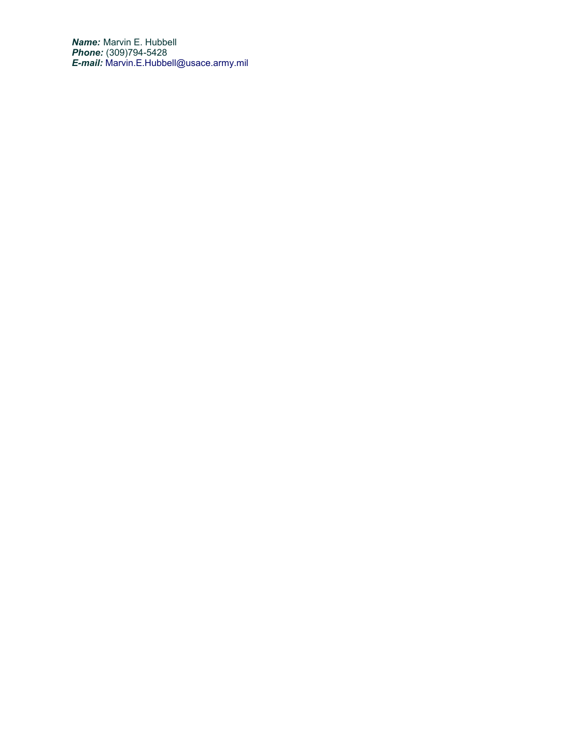***Name:*** Marvin E. Hubbell
***Phone:*** (309)794-5428
***E-mail:*** Marvin.E.Hubbell@usace.army.mil